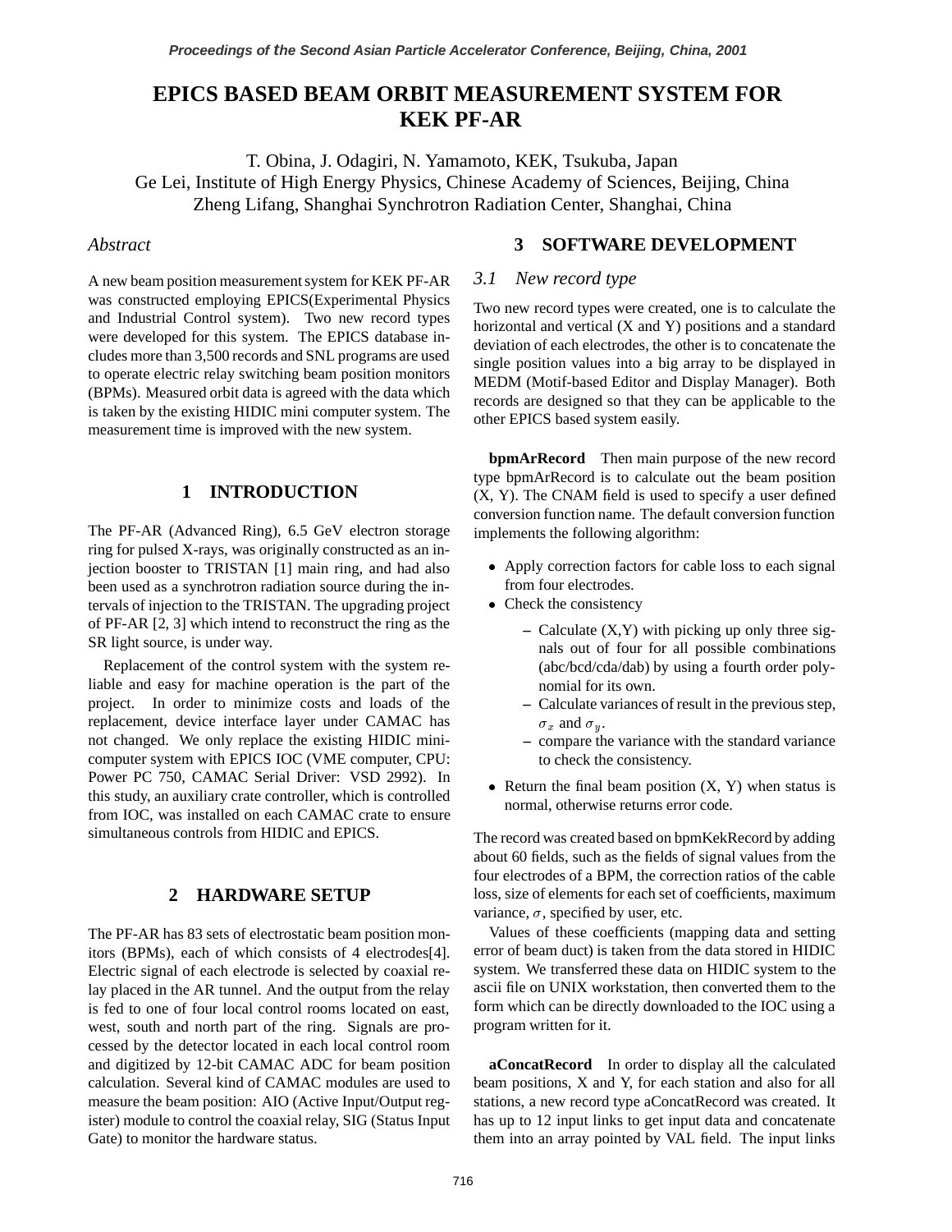# EPICS BASED BEAM ORBIT MEASUREMENT SYSTEM FOR KEK PF-AR

T. Obina, J. Odagiri, N. Yamamoto, KEK, Tsukuba, Japan
Ge Lei, Institute of High Energy Physics, Chinese Academy of Sciences, Beijing, China
Zheng Lifang, Shanghai Synchrotron Radiation Center, Shanghai, China

*Abstract*

A new beam position measurement system for KEK PF-AR was constructed employing EPICS(Experimental Physics and Industrial Control system). Two new record types were developed for this system. The EPICS database includes more than 3,500 records and SNL programs are used to operate electric relay switching beam position monitors (BPMs). Measured orbit data is agreed with the data which is taken by the existing HIDIC mini computer system. The measurement time is improved with the new system.

## 1 INTRODUCTION

The PF-AR (Advanced Ring), 6.5 GeV electron storage ring for pulsed X-rays, was originally constructed as an injection booster to TRISTAN [1] main ring, and had also been used as a synchrotron radiation source during the intervals of injection to the TRISTAN. The upgrading project of PF-AR [2, 3] which intend to reconstruct the ring as the SR light source, is under way.

Replacement of the control system with the system reliable and easy for machine operation is the part of the project. In order to minimize costs and loads of the replacement, device interface layer under CAMAC has not changed. We only replace the existing HIDIC mini-computer system with EPICS IOC (VME computer, CPU: Power PC 750, CAMAC Serial Driver: VSD 2992). In this study, an auxiliary crate controller, which is controlled from IOC, was installed on each CAMAC crate to ensure simultaneous controls from HIDIC and EPICS.

## 2 HARDWARE SETUP

The PF-AR has 83 sets of electrostatic beam position monitors (BPMs), each of which consists of 4 electrodes[4]. Electric signal of each electrode is selected by coaxial relay placed in the AR tunnel. And the output from the relay is fed to one of four local control rooms located on east, west, south and north part of the ring. Signals are processed by the detector located in each local control room and digitized by 12-bit CAMAC ADC for beam position calculation. Several kind of CAMAC modules are used to measure the beam position: AIO (Active Input/Output register) module to control the coaxial relay, SIG (Status Input Gate) to monitor the hardware status.

## 3 SOFTWARE DEVELOPMENT

### 3.1 New record type

Two new record types were created, one is to calculate the horizontal and vertical (X and Y) positions and a standard deviation of each electrodes, the other is to concatenate the single position values into a big array to be displayed in MEDM (Motif-based Editor and Display Manager). Both records are designed so that they can be applicable to the other EPICS based system easily.

**bpmArRecord** Then main purpose of the new record type bpmArRecord is to calculate out the beam position (X, Y). The CNAM field is used to specify a user defined conversion function name. The default conversion function implements the following algorithm:

- Apply correction factors for cable loss to each signal from four electrodes.
- Check the consistency
  - Calculate (X,Y) with picking up only three signals out of four for all possible combinations (abc/bcd/cda/dab) by using a fourth order polynomial for its own.
  - Calculate variances of result in the previous step, $\sigma_x$ and $\sigma_y$.
  - compare the variance with the standard variance to check the consistency.
- Return the final beam position (X, Y) when status is normal, otherwise returns error code.

The record was created based on bpmKekRecord by adding about 60 fields, such as the fields of signal values from the four electrodes of a BPM, the correction ratios of the cable loss, size of elements for each set of coefficients, maximum variance, $\sigma$, specified by user, etc.

Values of these coefficients (mapping data and setting error of beam duct) is taken from the data stored in HIDIC system. We transferred these data on HIDIC system to the ascii file on UNIX workstation, then converted them to the form which can be directly downloaded to the IOC using a program written for it.

**aConcatRecord** In order to display all the calculated beam positions, X and Y, for each station and also for all stations, a new record type aConcatRecord was created. It has up to 12 input links to get input data and concatenate them into an array pointed by VAL field. The input links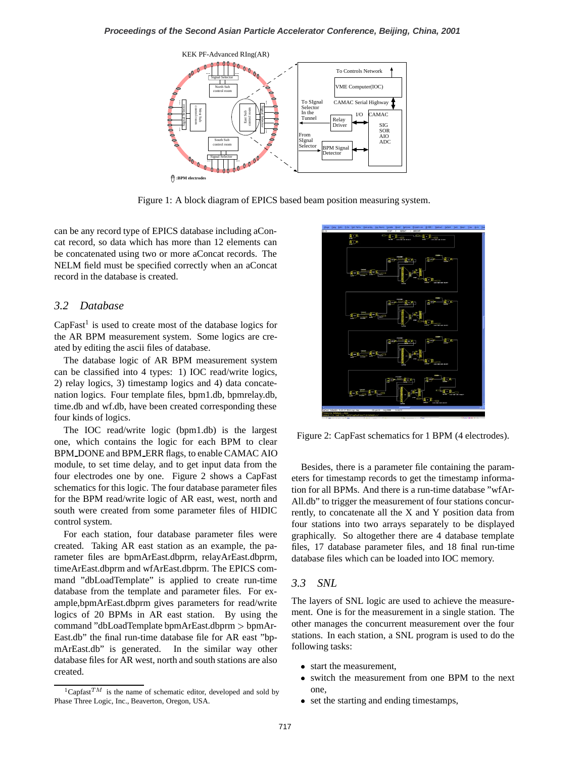Figure 1: A block diagram of EPICS based beam position measuring system.

can be any record type of EPICS database including aConcat record, so data which has more than 12 elements can be concatenated using two or more aConcat records. The NELM field must be specified correctly when an aConcat record in the database is created.

## 3.2 Database

CapFast[1] is used to create most of the database logics for the AR BPM measurement system. Some logics are created by editing the ascii files of database.

The database logic of AR BPM measurement system can be classified into 4 types: 1) IOC read/write logics, 2) relay logics, 3) timestamp logics and 4) data concatenation logics. Four template files, bpm1.db, bpmrelay.db, time.db and wf.db, have been created corresponding these four kinds of logics.

The IOC read/write logic (bpm1.db) is the largest one, which contains the logic for each BPM to clear BPM_DONE and BPM_ERR flags, to enable CAMAC AIO module, to set time delay, and to get input data from the four electrodes one by one. Figure 2 shows a CapFast schematics for this logic. The four database parameter files for the BPM read/write logic of AR east, west, north and south were created from some parameter files of HIDIC control system.

For each station, four database parameter files were created. Taking AR east station as an example, the parameter files are bpmArEast.dbprm, relayArEast.dbprm, timeArEast.dbprm and wfArEast.dbprm. The EPICS command "dbLoadTemplate" is applied to create run-time database from the template and parameter files. For example,bpmArEast.dbprm gives parameters for read/write logics of 20 BPMs in AR east station. By using the command "dbLoadTemplate bpmArEast.dbprm > bpmArEast.db" the final run-time database file for AR east "bpmArEast.db" is generated. In the similar way other database files for AR west, north and south stations are also created.

[1] Capfast$^{TM}$ is the name of schematic editor, developed and sold by Phase Three Logic, Inc., Beaverton, Oregon, USA.

Figure 2: CapFast schematics for 1 BPM (4 electrodes).

Besides, there is a parameter file containing the parameters for timestamp records to get the timestamp information for all BPMs. And there is a run-time database "wfArAll.db" to trigger the measurement of four stations concurrently, to concatenate all the X and Y position data from four stations into two arrays separately to be displayed graphically. So altogether there are 4 database template files, 17 database parameter files, and 18 final run-time database files which can be loaded into IOC memory.

## 3.3 SNL

The layers of SNL logic are used to achieve the measurement. One is for the measurement in a single station. The other manages the concurrent measurement over the four stations. In each station, a SNL program is used to do the following tasks:

- start the measurement,
- switch the measurement from one BPM to the next one,
- set the starting and ending timestamps,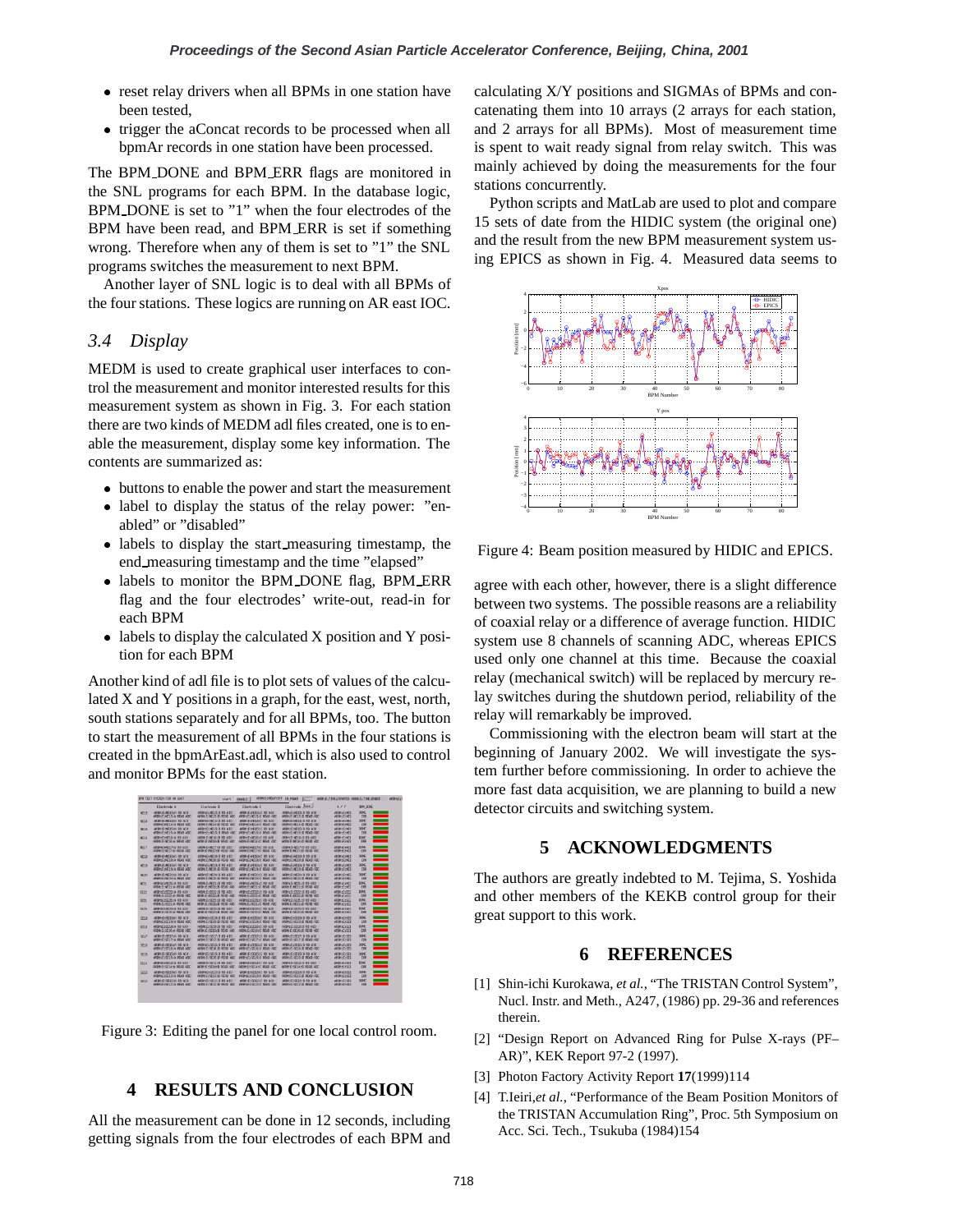- reset relay drivers when all BPMs in one station have been tested,
- trigger the aConcat records to be processed when all bpmAr records in one station have been processed.

The BPM_DONE and BPM_ERR flags are monitored in the SNL programs for each BPM. In the database logic, BPM_DONE is set to "1" when the four electrodes of the BPM have been read, and BPM_ERR is set if something wrong. Therefore when any of them is set to "1" the SNL programs switches the measurement to next BPM.

Another layer of SNL logic is to deal with all BPMs of the four stations. These logics are running on AR east IOC.

### 3.4 Display

MEDM is used to create graphical user interfaces to control the measurement and monitor interested results for this measurement system as shown in Fig. 3. For each station there are two kinds of MEDM adl files created, one is to enable the measurement, display some key information. The contents are summarized as:

- buttons to enable the power and start the measurement
- label to display the status of the relay power: "enabled" or "disabled"
- labels to display the start_measuring timestamp, the end_measuring timestamp and the time "elapsed"
- labels to monitor the BPM_DONE flag, BPM_ERR flag and the four electrodes' write-out, read-in for each BPM
- labels to display the calculated X position and Y position for each BPM

Another kind of adl file is to plot sets of values of the calculated X and Y positions in a graph, for the east, west, north, south stations separately and for all BPMs, too. The button to start the measurement of all BPMs in the four stations is created in the bpmArEast.adl, which is also used to control and monitor BPMs for the east station.

Figure 3: Editing the panel for one local control room.

## 4 RESULTS AND CONCLUSION

All the measurement can be done in 12 seconds, including getting signals from the four electrodes of each BPM and calculating X/Y positions and SIGMAs of BPMs and concatenating them into 10 arrays (2 arrays for each station, and 2 arrays for all BPMs). Most of measurement time is spent to wait ready signal from relay switch. This was mainly achieved by doing the measurements for the four stations concurrently.

Python scripts and MatLab are used to plot and compare 15 sets of date from the HIDIC system (the original one) and the result from the new BPM measurement system using EPICS as shown in Fig. 4. Measured data seems to agree with each other, however, there is a slight difference between two systems. The possible reasons are a reliability of coaxial relay or a difference of average function. HIDIC system use 8 channels of scanning ADC, whereas EPICS used only one channel at this time. Because the coaxial relay (mechanical switch) will be replaced by mercury relay switches during the shutdown period, reliability of the relay will remarkably be improved.

Figure 4: Beam position measured by HIDIC and EPICS.

Commissioning with the electron beam will start at the beginning of January 2002. We will investigate the system further before commissioning. In order to achieve the more fast data acquisition, we are planning to build a new detector circuits and switching system.

## 5 ACKNOWLEDGMENTS

The authors are greatly indebted to M. Tejima, S. Yoshida and other members of the KEKB control group for their great support to this work.

## 6 REFERENCES

[1] Shin-ichi Kurokawa, *et al.*, "The TRISTAN Control System", Nucl. Instr. and Meth., A247, (1986) pp. 29-36 and references therein.

[2] "Design Report on Advanced Ring for Pulse X-rays (PF–AR)", KEK Report 97-2 (1997).

[3] Photon Factory Activity Report **17**(1999)114

[4] T.Ieiri,*et al.*, "Performance of the Beam Position Monitors of the TRISTAN Accumulation Ring", Proc. 5th Symposium on Acc. Sci. Tech., Tsukuba (1984)154